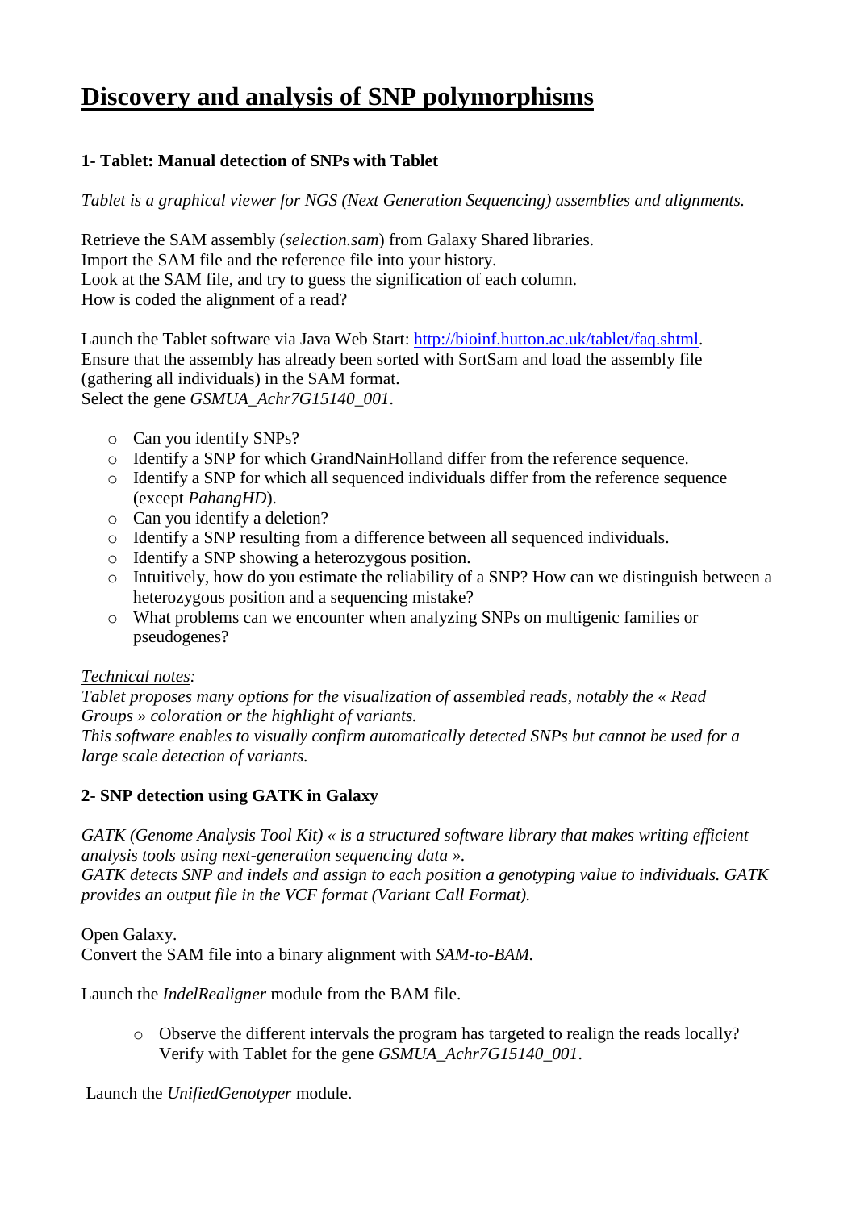# Discovery and analysis of SNP polymorphisms

### 1- Tablet: Manual detection of SNPs with Tablet

*Tablet is a graphical viewer for NGS (Next Generation Sequencing) assemblies and alignments.*

Retrieve the SAM assembly (*selection.sam*) from Galaxy Shared libraries.
Import the SAM file and the reference file into your history.
Look at the SAM file, and try to guess the signification of each column.
How is coded the alignment of a read?

Launch the Tablet software via Java Web Start: [http://bioinf.hutton.ac.uk/tablet/faq.shtml](http://bioinf.hutton.ac.uk/tablet/faq.shtml).
Ensure that the assembly has already been sorted with SortSam and load the assembly file (gathering all individuals) in the SAM format.
Select the gene *GSMUA_Achr7G15140_001*.

- Can you identify SNPs?
- Identify a SNP for which GrandNainHolland differ from the reference sequence.
- Identify a SNP for which all sequenced individuals differ from the reference sequence (except *PahangHD*).
- Can you identify a deletion?
- Identify a SNP resulting from a difference between all sequenced individuals.
- Identify a SNP showing a heterozygous position.
- Intuitively, how do you estimate the reliability of a SNP? How can we distinguish between a heterozygous position and a sequencing mistake?
- What problems can we encounter when analyzing SNPs on multigenic families or pseudogenes?

*<u>Technical notes</u>:*
*Tablet proposes many options for the visualization of assembled reads, notably the « Read Groups » coloration or the highlight of variants.*
*This software enables to visually confirm automatically detected SNPs but cannot be used for a large scale detection of variants.*

### 2- SNP detection using GATK in Galaxy

*GATK (Genome Analysis Tool Kit) « is a structured software library that makes writing efficient analysis tools using next-generation sequencing data ».*
*GATK detects SNP and indels and assign to each position a genotyping value to individuals. GATK provides an output file in the VCF format (Variant Call Format).*

Open Galaxy.
Convert the SAM file into a binary alignment with *SAM-to-BAM.*

Launch the *IndelRealigner* module from the BAM file.

- Observe the different intervals the program has targeted to realign the reads locally? Verify with Tablet for the gene *GSMUA_Achr7G15140_001*.

Launch the *UnifiedGenotyper* module.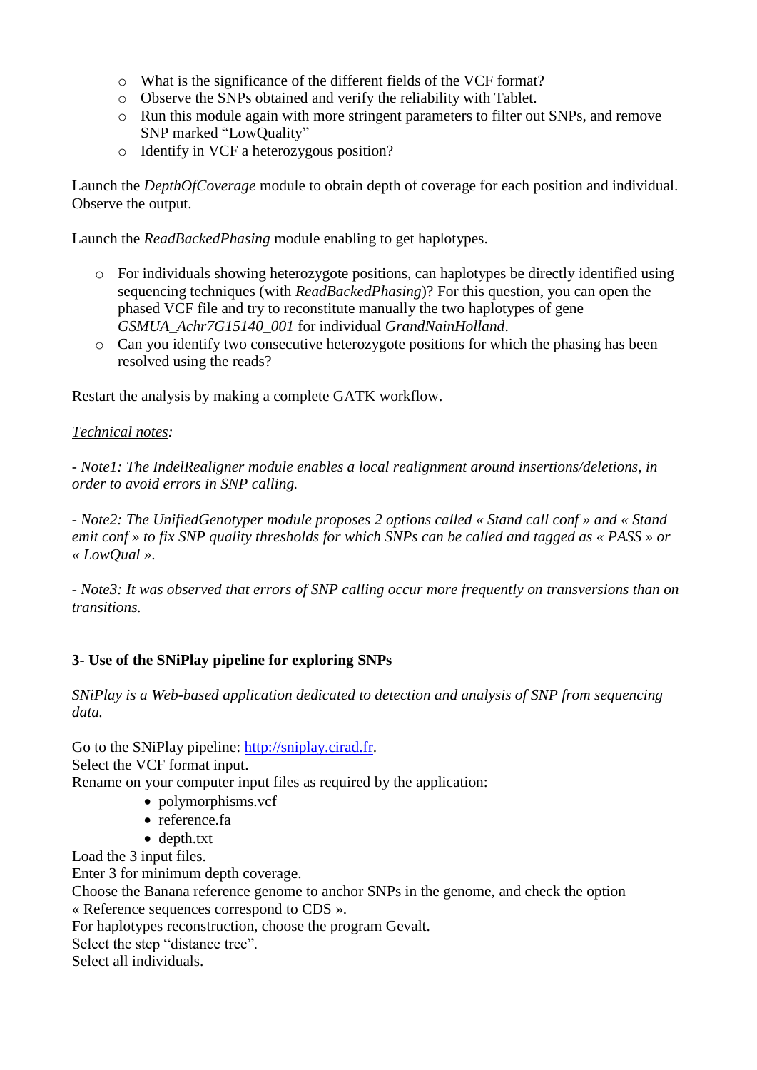- What is the significance of the different fields of the VCF format?
- Observe the SNPs obtained and verify the reliability with Tablet.
- Run this module again with more stringent parameters to filter out SNPs, and remove SNP marked "LowQuality"
- Identify in VCF a heterozygous position?

Launch the *DepthOfCoverage* module to obtain depth of coverage for each position and individual. Observe the output.

Launch the *ReadBackedPhasing* module enabling to get haplotypes.

- For individuals showing heterozygote positions, can haplotypes be directly identified using sequencing techniques (with *ReadBackedPhasing*)? For this question, you can open the phased VCF file and try to reconstitute manually the two haplotypes of gene *GSMUA_Achr7G15140_001* for individual *GrandNainHolland*.
- Can you identify two consecutive heterozygote positions for which the phasing has been resolved using the reads?

Restart the analysis by making a complete GATK workflow.

*Technical notes:*

*- Note1: The IndelRealigner module enables a local realignment around insertions/deletions, in order to avoid errors in SNP calling.*

*- Note2: The UnifiedGenotyper module proposes 2 options called « Stand call conf » and « Stand emit conf » to fix SNP quality thresholds for which SNPs can be called and tagged as « PASS » or « LowQual ».*

*- Note3: It was observed that errors of SNP calling occur more frequently on transversions than on transitions.*

### 3- Use of the SNiPlay pipeline for exploring SNPs

*SNiPlay is a Web-based application dedicated to detection and analysis of SNP from sequencing data.*

Go to the SNiPlay pipeline: http://sniplay.cirad.fr.
Select the VCF format input.
Rename on your computer input files as required by the application:

- polymorphisms.vcf
- reference.fa
- depth.txt

Load the 3 input files.
Enter 3 for minimum depth coverage.
Choose the Banana reference genome to anchor SNPs in the genome, and check the option « Reference sequences correspond to CDS ».
For haplotypes reconstruction, choose the program Gevalt.
Select the step "distance tree".
Select all individuals.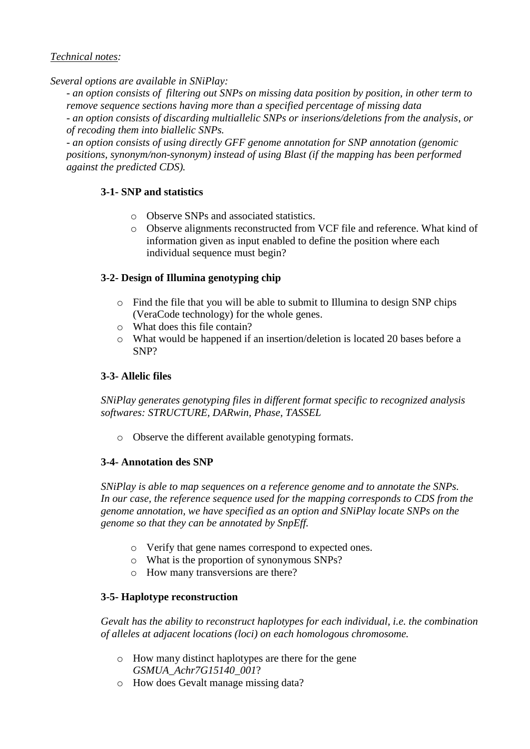*<u>Technical notes</u>:*

*Several options are available in SNiPlay:*

- *an option consists of filtering out SNPs on missing data position by position, in other term to remove sequence sections having more than a specified percentage of missing data*
- *an option consists of discarding multiallelic SNPs or inserions/deletions from the analysis, or of recoding them into biallelic SNPs.*
- *an option consists of using directly GFF genome annotation for SNP annotation (genomic positions, synonym/non-synonym) instead of using Blast (if the mapping has been performed against the predicted CDS).*

### 3-1- SNP and statistics

- Observe SNPs and associated statistics.
- Observe alignments reconstructed from VCF file and reference. What kind of information given as input enabled to define the position where each individual sequence must begin?

### 3-2- Design of Illumina genotyping chip

- Find the file that you will be able to submit to Illumina to design SNP chips (VeraCode technology) for the whole genes.
- What does this file contain?
- What would be happened if an insertion/deletion is located 20 bases before a SNP?

### 3-3- Allelic files

*SNiPlay generates genotyping files in different format specific to recognized analysis softwares: STRUCTURE, DARwin, Phase, TASSEL*

- Observe the different available genotyping formats.

### 3-4- Annotation des SNP

*SNiPlay is able to map sequences on a reference genome and to annotate the SNPs. In our case, the reference sequence used for the mapping corresponds to CDS from the genome annotation, we have specified as an option and SNiPlay locate SNPs on the genome so that they can be annotated by SnpEff.*

- Verify that gene names correspond to expected ones.
- What is the proportion of synonymous SNPs?
- How many transversions are there?

### 3-5- Haplotype reconstruction

*Gevalt has the ability to reconstruct haplotypes for each individual, i.e. the combination of alleles at adjacent locations (loci) on each homologous chromosome.*

- How many distinct haplotypes are there for the gene *GSMUA_Achr7G15140_001*?
- How does Gevalt manage missing data?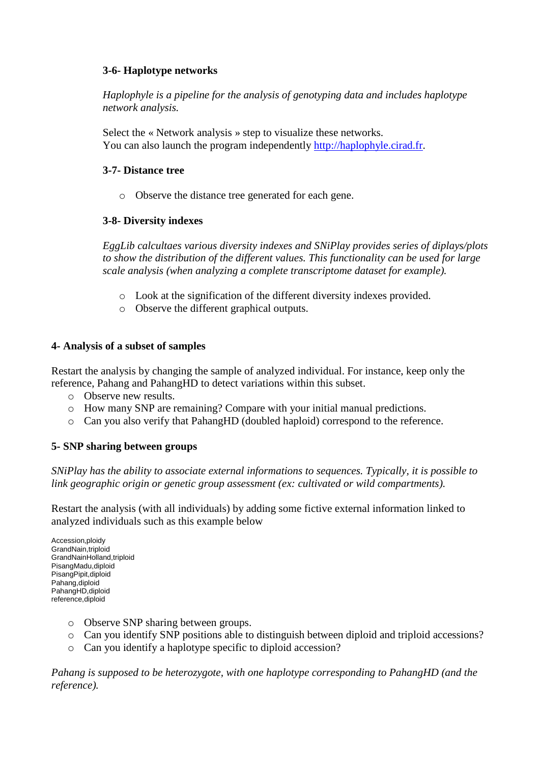#### 3-6- Haplotype networks

*Haplophyle is a pipeline for the analysis of genotyping data and includes haplotype network analysis.*

Select the « Network analysis » step to visualize these networks.
You can also launch the program independently http://haplophyle.cirad.fr.

#### 3-7- Distance tree

- Observe the distance tree generated for each gene.

#### 3-8- Diversity indexes

*EggLib calcultaes various diversity indexes and SNiPlay provides series of diplays/plots to show the distribution of the different values. This functionality can be used for large scale analysis (when analyzing a complete transcriptome dataset for example).*

- Look at the signification of the different diversity indexes provided.
- Observe the different graphical outputs.

### 4- Analysis of a subset of samples

Restart the analysis by changing the sample of analyzed individual. For instance, keep only the reference, Pahang and PahangHD to detect variations within this subset.

- Observe new results.
- How many SNP are remaining? Compare with your initial manual predictions.
- Can you also verify that PahangHD (doubled haploid) correspond to the reference.

### 5- SNP sharing between groups

*SNiPlay has the ability to associate external informations to sequences. Typically, it is possible to link geographic origin or genetic group assessment (ex: cultivated or wild compartments).*

Restart the analysis (with all individuals) by adding some fictive external information linked to analyzed individuals such as this example below

```
Accession,ploidy
GrandNain,triploid
GrandNainHolland,triploid
PisangMadu,diploid
PisangPipit,diploid
Pahang,diploid
PahangHD,diploid
reference,diploid
```

- Observe SNP sharing between groups.
- Can you identify SNP positions able to distinguish between diploid and triploid accessions?
- Can you identify a haplotype specific to diploid accession?

*Pahang is supposed to be heterozygote, with one haplotype corresponding to PahangHD (and the reference).*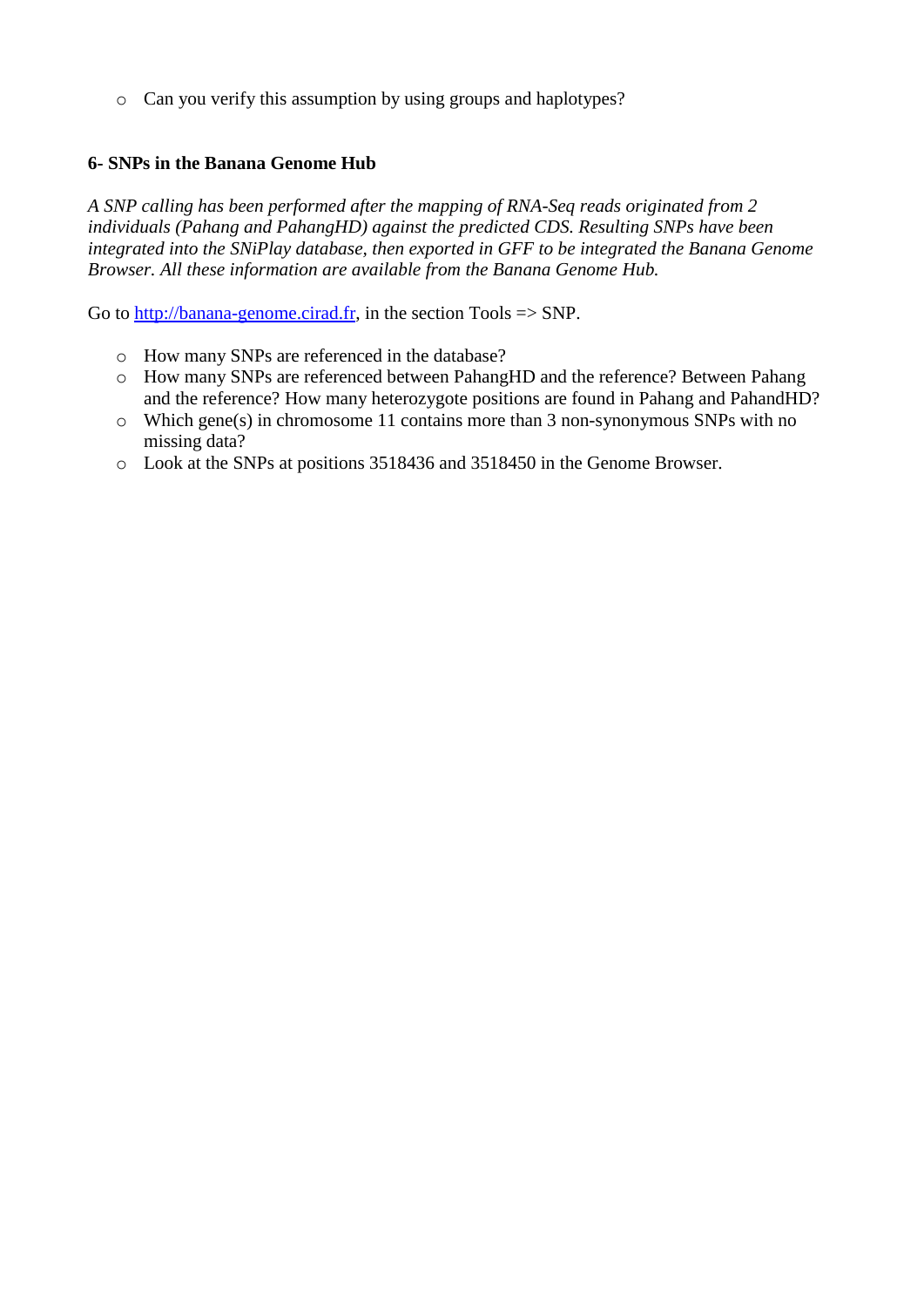- Can you verify this assumption by using groups and haplotypes?

**6- SNPs in the Banana Genome Hub**

*A SNP calling has been performed after the mapping of RNA-Seq reads originated from 2 individuals (Pahang and PahangHD) against the predicted CDS. Resulting SNPs have been integrated into the SNiPlay database, then exported in GFF to be integrated the Banana Genome Browser. All these information are available from the Banana Genome Hub.*

Go to [http://banana-genome.cirad.fr](http://banana-genome.cirad.fr), in the section Tools => SNP.

- How many SNPs are referenced in the database?
- How many SNPs are referenced between PahangHD and the reference? Between Pahang and the reference? How many heterozygote positions are found in Pahang and PahandHD?
- Which gene(s) in chromosome 11 contains more than 3 non-synonymous SNPs with no missing data?
- Look at the SNPs at positions 3518436 and 3518450 in the Genome Browser.